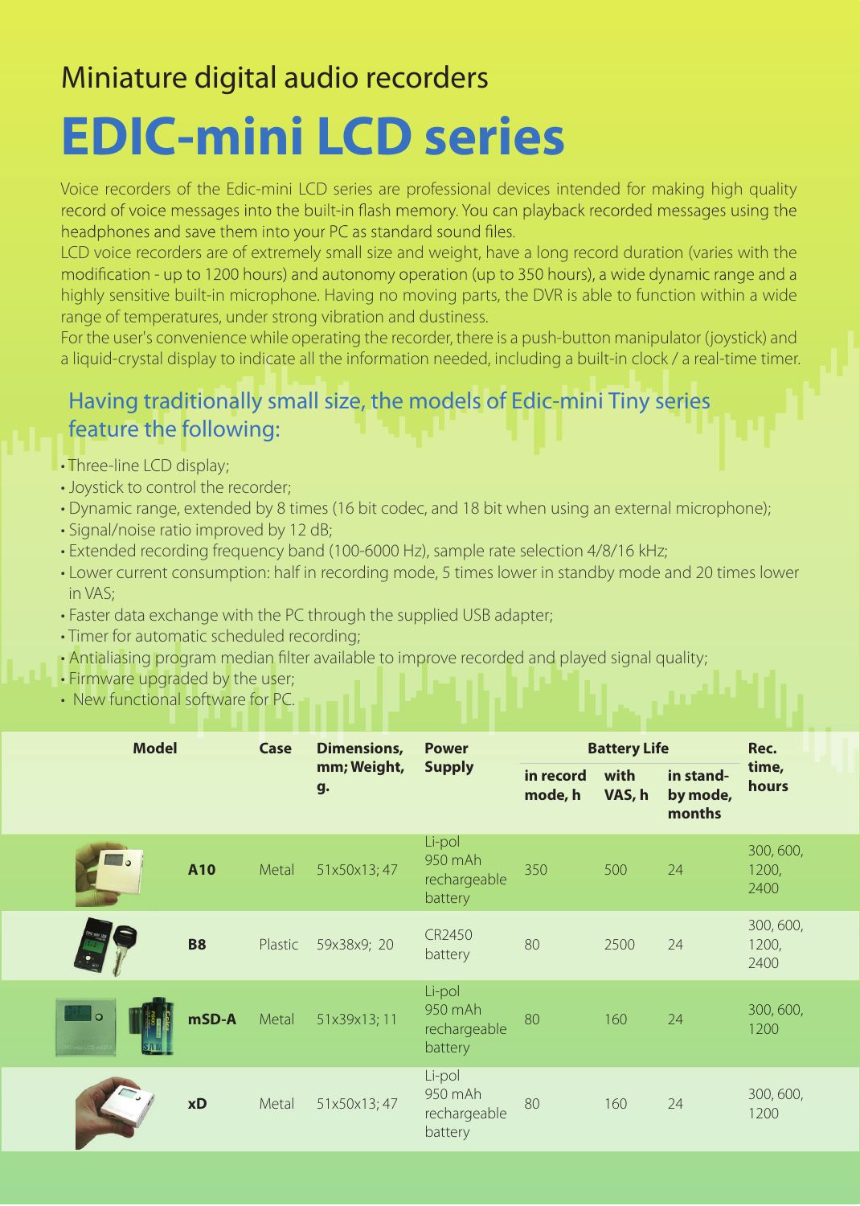Miniature digital audio recorders

# EDIC-mini LCD series

Voice recorders of the Edic-mini LCD series are professional devices intended for making high quality record of voice messages into the built-in flash memory. You can playback recorded messages using the headphones and save them into your PC as standard sound files.
LCD voice recorders are of extremely small size and weight, have a long record duration (varies with the modification - up to 1200 hours) and autonomy operation (up to 350 hours), a wide dynamic range and a highly sensitive built-in microphone. Having no moving parts, the DVR is able to function within a wide range of temperatures, under strong vibration and dustiness.
For the user's convenience while operating the recorder, there is a push-button manipulator (joystick) and a liquid-crystal display to indicate all the information needed, including a built-in clock / a real-time timer.

## Having traditionally small size, the models of Edic-mini Tiny series feature the following:

- Three-line LCD display;
- Joystick to control the recorder;
- Dynamic range, extended by 8 times (16 bit codec, and 18 bit when using an external microphone);
- Signal/noise ratio improved by 12 dB;
- Extended recording frequency band (100-6000 Hz), sample rate selection 4/8/16 kHz;
- Lower current consumption: half in recording mode, 5 times lower in standby mode and 20 times lower in VAS;
- Faster data exchange with the PC through the supplied USB adapter;
- Timer for automatic scheduled recording;
- Antialiasing program median filter available to improve recorded and played signal quality;
- Firmware upgraded by the user;
- New functional software for PC.

| Model | Case | Dimensions, mm; Weight, g. | Power Supply | Battery Life | | | Rec. time, hours |
|---|---|---|---|---|---|---|---|
| | | | | in record mode, h | with VAS, h | in stand-by mode, months | |
| **A10** | Metal | 51x50x13; 47 | Li-pol 950 mAh rechargeable battery | 350 | 500 | 24 | 300, 600, 1200, 2400 |
| **B8** | Plastic | 59x38x9; 20 | CR2450 battery | 80 | 2500 | 24 | 300, 600, 1200, 2400 |
| **mSD-A** | Metal | 51x39x13; 11 | Li-pol 950 mAh rechargeable battery | 80 | 160 | 24 | 300, 600, 1200 |
| **xD** | Metal | 51x50x13; 47 | Li-pol 950 mAh rechargeable battery | 80 | 160 | 24 | 300, 600, 1200 |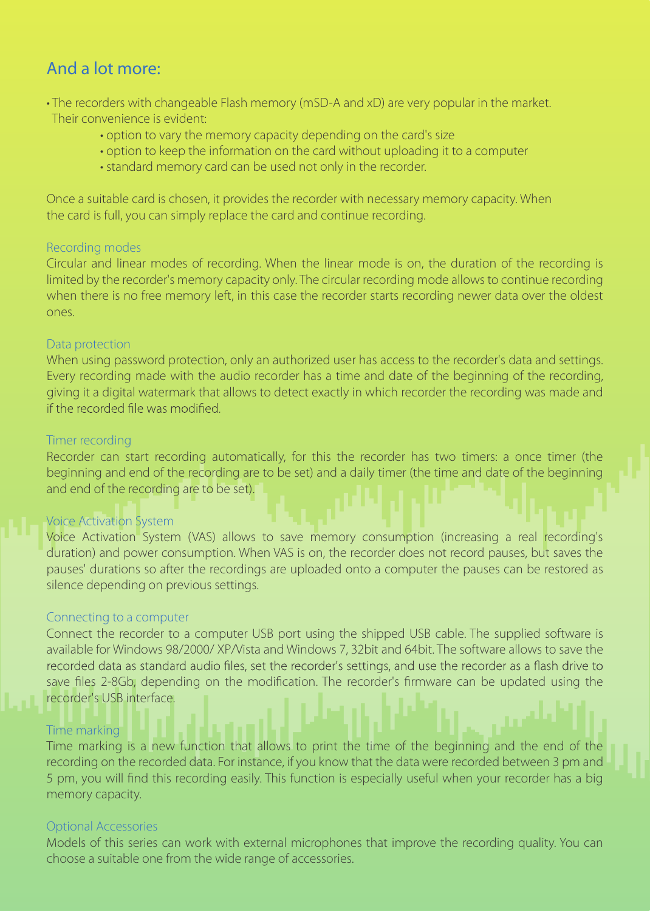## And a lot more:

- The recorders with changeable Flash memory (mSD-A and xD) are very popular in the market. Their convenience is evident:
  - option to vary the memory capacity depending on the card's size
  - option to keep the information on the card without uploading it to a computer
  - standard memory card can be used not only in the recorder.

Once a suitable card is chosen, it provides the recorder with necessary memory capacity. When the card is full, you can simply replace the card and continue recording.

### Recording modes

Circular and linear modes of recording. When the linear mode is on, the duration of the recording is limited by the recorder's memory capacity only. The circular recording mode allows to continue recording when there is no free memory left, in this case the recorder starts recording newer data over the oldest ones.

### Data protection

When using password protection, only an authorized user has access to the recorder's data and settings. Every recording made with the audio recorder has a time and date of the beginning of the recording, giving it a digital watermark that allows to detect exactly in which recorder the recording was made and if the recorded file was modified.

### Timer recording

Recorder can start recording automatically, for this the recorder has two timers: a once timer (the beginning and end of the recording are to be set) and a daily timer (the time and date of the beginning and end of the recording are to be set).

### Voice Activation System

Voice Activation System (VAS) allows to save memory consumption (increasing a real recording's duration) and power consumption. When VAS is on, the recorder does not record pauses, but saves the pauses' durations so after the recordings are uploaded onto a computer the pauses can be restored as silence depending on previous settings.

### Connecting to a computer

Connect the recorder to a computer USB port using the shipped USB cable. The supplied software is available for Windows 98/2000/ XP/Vista and Windows 7, 32bit and 64bit. The software allows to save the recorded data as standard audio files, set the recorder's settings, and use the recorder as a flash drive to save files 2-8Gb, depending on the modification. The recorder's firmware can be updated using the recorder's USB interface.

### Time marking

Time marking is a new function that allows to print the time of the beginning and the end of the recording on the recorded data. For instance, if you know that the data were recorded between 3 pm and 5 pm, you will find this recording easily. This function is especially useful when your recorder has a big memory capacity.

### Optional Accessories

Models of this series can work with external microphones that improve the recording quality. You can choose a suitable one from the wide range of accessories.